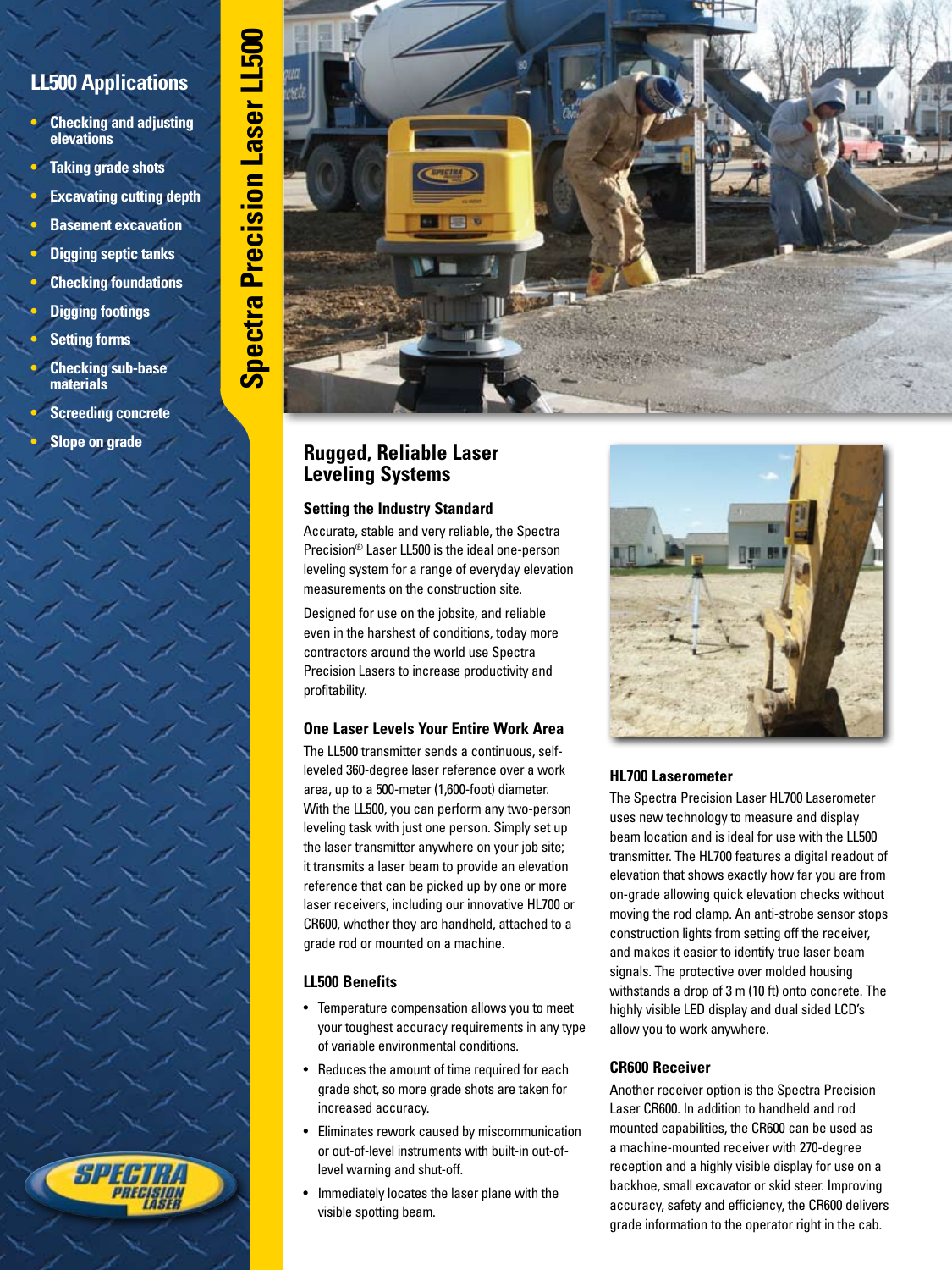# Spectra Precision Laser LL500

## LL500 Applications

- Checking and adjusting elevations
- Taking grade shots
- Excavating cutting depth
- Basement excavation
- Digging septic tanks
- Checking foundations
- Digging footings
- Setting forms
- Checking sub-base materials
- Screeding concrete
- Slope on grade

## Rugged, Reliable Laser Leveling Systems

### Setting the Industry Standard

Accurate, stable and very reliable, the Spectra Precision® Laser LL500 is the ideal one-person leveling system for a range of everyday elevation measurements on the construction site.

Designed for use on the jobsite, and reliable even in the harshest of conditions, today more contractors around the world use Spectra Precision Lasers to increase productivity and profitability.

### One Laser Levels Your Entire Work Area

The LL500 transmitter sends a continuous, self-leveled 360-degree laser reference over a work area, up to a 500-meter (1,600-foot) diameter. With the LL500, you can perform any two-person leveling task with just one person. Simply set up the laser transmitter anywhere on your job site; it transmits a laser beam to provide an elevation reference that can be picked up by one or more laser receivers, including our innovative HL700 or CR600, whether they are handheld, attached to a grade rod or mounted on a machine.

### LL500 Benefits

- Temperature compensation allows you to meet your toughest accuracy requirements in any type of variable environmental conditions.
- Reduces the amount of time required for each grade shot, so more grade shots are taken for increased accuracy.
- Eliminates rework caused by miscommunication or out-of-level instruments with built-in out-of-level warning and shut-off.
- Immediately locates the laser plane with the visible spotting beam.

### HL700 Laserometer

The Spectra Precision Laser HL700 Laserometer uses new technology to measure and display beam location and is ideal for use with the LL500 transmitter. The HL700 features a digital readout of elevation that shows exactly how far you are from on-grade allowing quick elevation checks without moving the rod clamp. An anti-strobe sensor stops construction lights from setting off the receiver, and makes it easier to identify true laser beam signals. The protective over molded housing withstands a drop of 3 m (10 ft) onto concrete. The highly visible LED display and dual sided LCD's allow you to work anywhere.

### CR600 Receiver

Another receiver option is the Spectra Precision Laser CR600. In addition to handheld and rod mounted capabilities, the CR600 can be used as a machine-mounted receiver with 270-degree reception and a highly visible display for use on a backhoe, small excavator or skid steer. Improving accuracy, safety and efficiency, the CR600 delivers grade information to the operator right in the cab.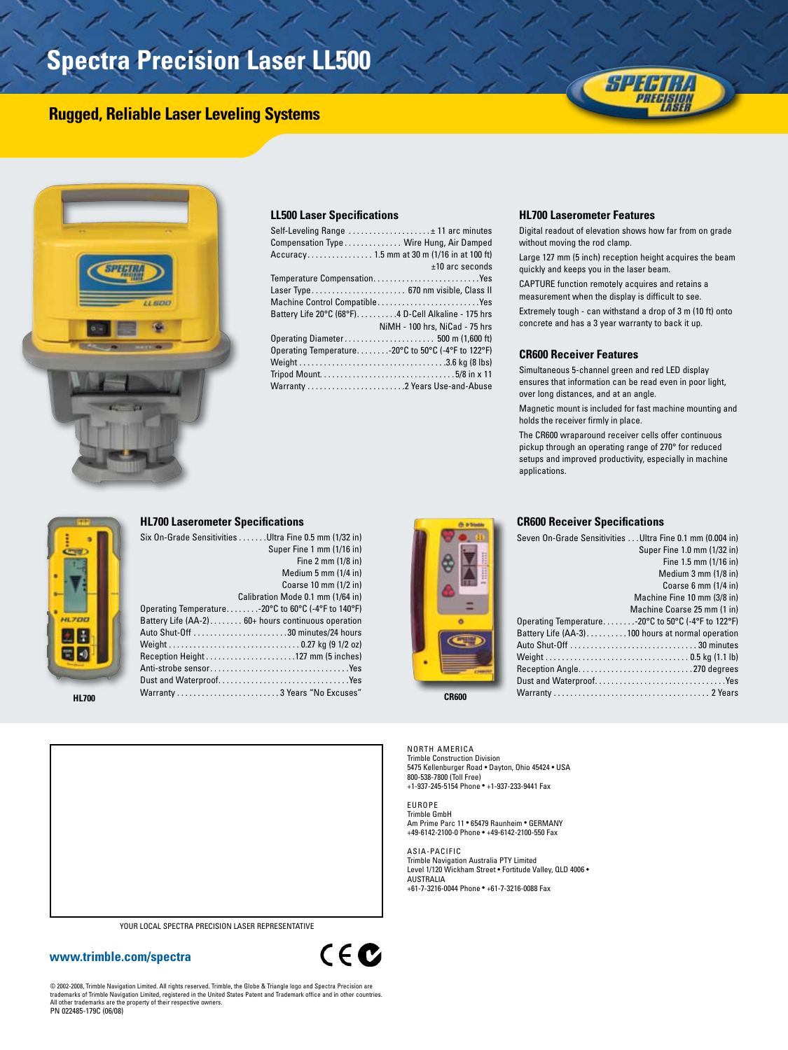# Spectra Precision Laser LL500

## Rugged, Reliable Laser Leveling Systems

### LL500 Laser Specifications

| | |
|---|---|
| Self-Leveling Range | ± 11 arc minutes |
| Compensation Type | Wire Hung, Air Damped |
| Accuracy | 1.5 mm at 30 m (1/16 in at 100 ft) ±10 arc seconds |
| Temperature Compensation | Yes |
| Laser Type | 670 nm visible, Class II |
| Machine Control Compatible | Yes |
| Battery Life 20°C (68°F) | 4 D-Cell Alkaline - 175 hrs NiMH - 100 hrs, NiCad - 75 hrs |
| Operating Diameter | 500 m (1,600 ft) |
| Operating Temperature | -20°C to 50°C (-4°F to 122°F) |
| Weight | 3.6 kg (8 lbs) |
| Tripod Mount | 5/8 in x 11 |
| Warranty | 2 Years Use-and-Abuse |

### HL700 Laserometer Features

Digital readout of elevation shows how far from on grade without moving the rod clamp.

Large 127 mm (5 inch) reception height acquires the beam quickly and keeps you in the laser beam.

CAPTURE function remotely acquires and retains a measurement when the display is difficult to see.

Extremely tough - can withstand a drop of 3 m (10 ft) onto concrete and has a 3 year warranty to back it up.

### CR600 Receiver Features

Simultaneous 5-channel green and red LED display ensures that information can be read even in poor light, over long distances, and at an angle.

Magnetic mount is included for fast machine mounting and holds the receiver firmly in place.

The CR600 wraparound receiver cells offer continuous pickup through an operating range of 270° for reduced setups and improved productivity, especially in machine applications.

### HL700 Laserometer Specifications

| | |
|---|---|
| Six On-Grade Sensitivities | Ultra Fine 0.5 mm (1/32 in) |
| | Super Fine 1 mm (1/16 in) |
| | Fine 2 mm (1/8 in) |
| | Medium 5 mm (1/4 in) |
| | Coarse 10 mm (1/2 in) |
| | Calibration Mode 0.1 mm (1/64 in) |
| Operating Temperature | -20°C to 60°C (-4°F to 140°F) |
| Battery Life (AA-2) | 60+ hours continuous operation |
| Auto Shut-Off | 30 minutes/24 hours |
| Weight | 0.27 kg (9 1/2 oz) |
| Reception Height | 127 mm (5 inches) |
| Anti-strobe sensor | Yes |
| Dust and Waterproof | Yes |
| Warranty | 3 Years "No Excuses" |

HL700

### CR600 Receiver Specifications

| | |
|---|---|
| Seven On-Grade Sensitivities | Ultra Fine 0.1 mm (0.004 in) |
| | Super Fine 1.0 mm (1/32 in) |
| | Fine 1.5 mm (1/16 in) |
| | Medium 3 mm (1/8 in) |
| | Coarse 6 mm (1/4 in) |
| | Machine Fine 10 mm (3/8 in) |
| | Machine Coarse 25 mm (1 in) |
| Operating Temperature | -20°C to 50°C (-4°F to 122°F) |
| Battery Life (AA-3) | 100 hours at normal operation |
| Auto Shut-Off | 30 minutes |
| Weight | 0.5 kg (1.1 lb) |
| Reception Angle | 270 degrees |
| Dust and Waterproof | Yes |
| Warranty | 2 Years |

CR600

YOUR LOCAL SPECTRA PRECISION LASER REPRESENTATIVE

NORTH AMERICA
Trimble Construction Division
5475 Kellenburger Road • Dayton, Ohio 45424 • USA
800-538-7800 (Toll Free)
+1-937-245-5154 Phone • +1-937-233-9441 Fax

EUROPE
Trimble GmbH
Am Prime Parc 11 • 65479 Raunheim • GERMANY
+49-6142-2100-0 Phone • +49-6142-2100-550 Fax

ASIA-PACIFIC
Trimble Navigation Australia PTY Limited
Level 1/120 Wickham Street • Fortitude Valley, QLD 4006 •
AUSTRALIA
+61-7-3216-0044 Phone • +61-7-3216-0088 Fax

www.trimble.com/spectra

© 2002-2008, Trimble Navigation Limited. All rights reserved. Trimble, the Globe & Triangle logo and Spectra Precision are trademarks of Trimble Navigation Limited, registered in the United States Patent and Trademark office and in other countries. All other trademarks are the property of their respective owners.
PN 022485-179C (06/08)